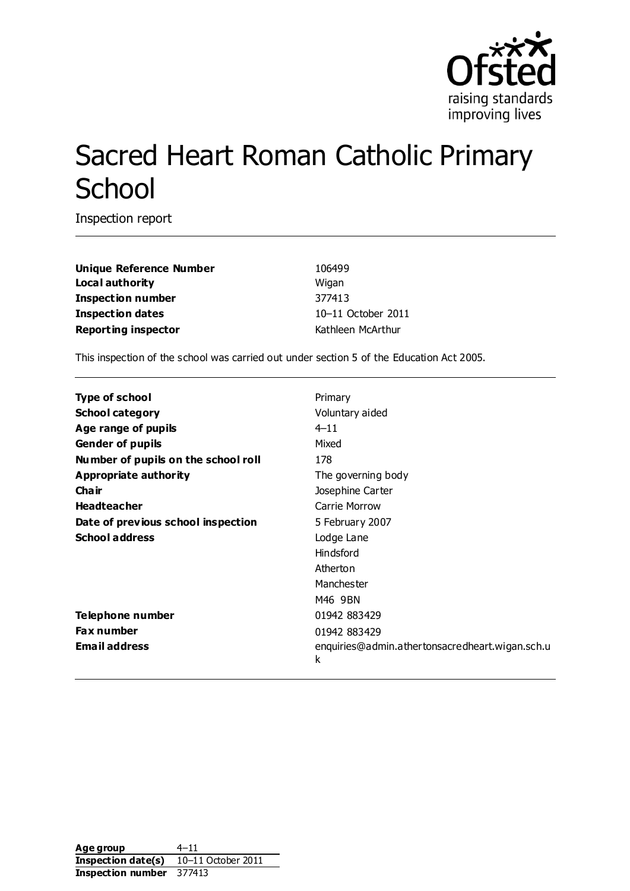# Sacred Heart Roman Catholic Primary School

Inspection report

| | |
|---|---|
| **Unique Reference Number** | 106499 |
| **Local authority** | Wigan |
| **Inspection number** | 377413 |
| **Inspection dates** | 10–11 October 2011 |
| **Reporting inspector** | Kathleen McArthur |

This inspection of the school was carried out under section 5 of the Education Act 2005.

| | |
|---|---|
| **Type of school** | Primary |
| **School category** | Voluntary aided |
| **Age range of pupils** | 4–11 |
| **Gender of pupils** | Mixed |
| **Number of pupils on the school roll** | 178 |
| **Appropriate authority** | The governing body |
| **Chair** | Josephine Carter |
| **Headteacher** | Carrie Morrow |
| **Date of previous school inspection** | 5 February 2007 |
| **School address** | Lodge Lane<br>Hindsford<br>Atherton<br>Manchester<br>M46 9BN |
| **Telephone number** | 01942 883429 |
| **Fax number** | 01942 883429 |
| **Email address** | enquiries@admin.athertonsacredheart.wigan.sch.uk |

| | |
|---|---|
| **Age group** | 4–11 |
| **Inspection date(s)** | 10–11 October 2011 |
| **Inspection number** | 377413 |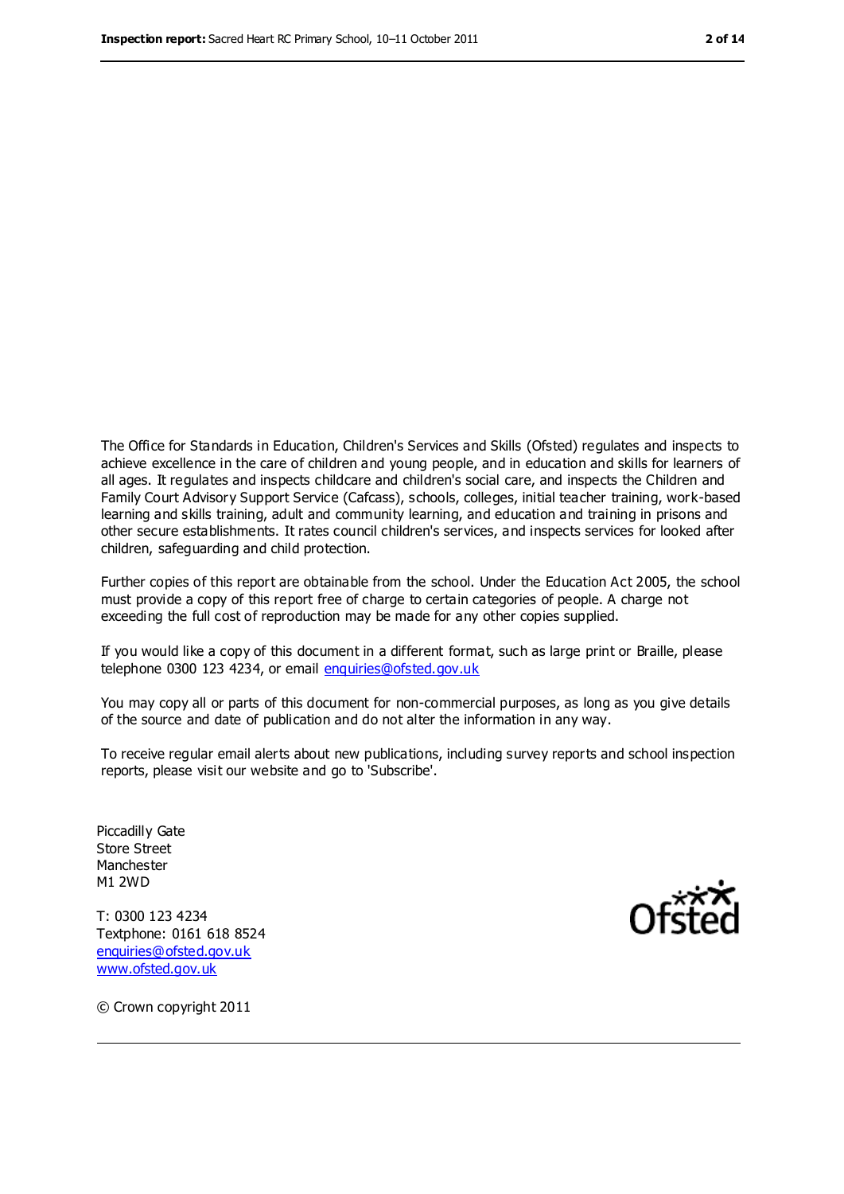The Office for Standards in Education, Children's Services and Skills (Ofsted) regulates and inspects to achieve excellence in the care of children and young people, and in education and skills for learners of all ages. It regulates and inspects childcare and children's social care, and inspects the Children and Family Court Advisory Support Service (Cafcass), schools, colleges, initial teacher training, work-based learning and skills training, adult and community learning, and education and training in prisons and other secure establishments. It rates council children's services, and inspects services for looked after children, safeguarding and child protection.

Further copies of this report are obtainable from the school. Under the Education Act 2005, the school must provide a copy of this report free of charge to certain categories of people. A charge not exceeding the full cost of reproduction may be made for any other copies supplied.

If you would like a copy of this document in a different format, such as large print or Braille, please telephone 0300 123 4234, or email enquiries@ofsted.gov.uk

You may copy all or parts of this document for non-commercial purposes, as long as you give details of the source and date of publication and do not alter the information in any way.

To receive regular email alerts about new publications, including survey reports and school inspection reports, please visit our website and go to 'Subscribe'.

Piccadilly Gate
Store Street
Manchester
M1 2WD

T: 0300 123 4234
Textphone: 0161 618 8524
enquiries@ofsted.gov.uk
www.ofsted.gov.uk

© Crown copyright 2011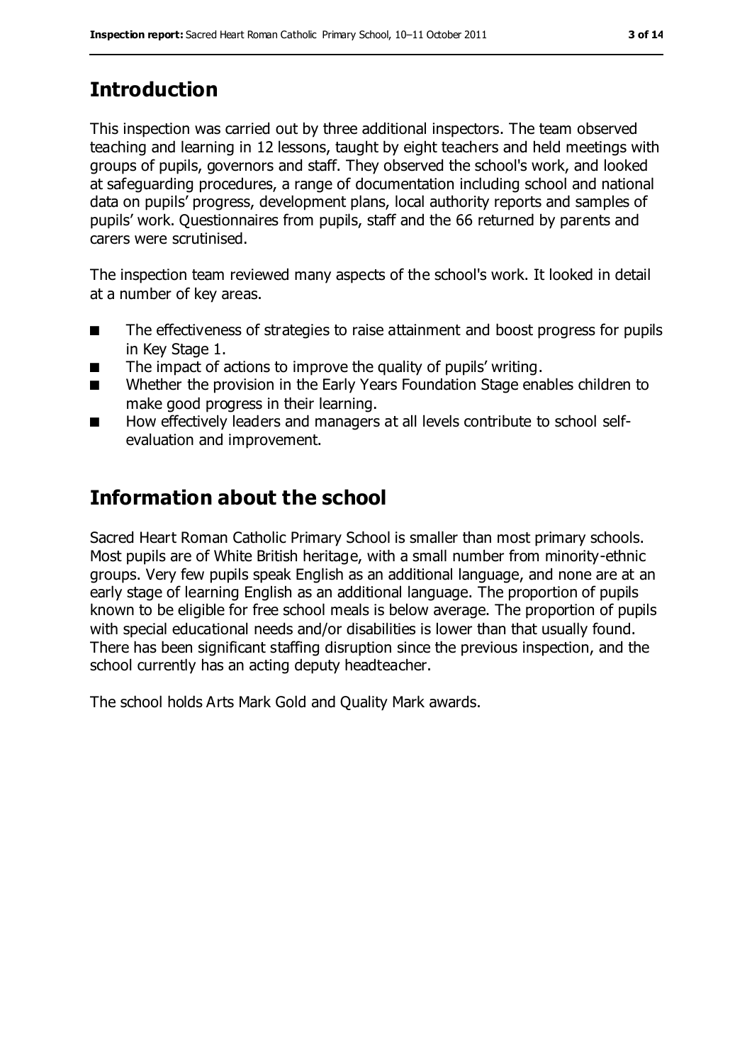## Introduction

This inspection was carried out by three additional inspectors. The team observed teaching and learning in 12 lessons, taught by eight teachers and held meetings with groups of pupils, governors and staff. They observed the school's work, and looked at safeguarding procedures, a range of documentation including school and national data on pupils' progress, development plans, local authority reports and samples of pupils' work. Questionnaires from pupils, staff and the 66 returned by parents and carers were scrutinised.

The inspection team reviewed many aspects of the school's work. It looked in detail at a number of key areas.

- The effectiveness of strategies to raise attainment and boost progress for pupils in Key Stage 1.
- The impact of actions to improve the quality of pupils' writing.
- Whether the provision in the Early Years Foundation Stage enables children to make good progress in their learning.
- How effectively leaders and managers at all levels contribute to school self-evaluation and improvement.

## Information about the school

Sacred Heart Roman Catholic Primary School is smaller than most primary schools. Most pupils are of White British heritage, with a small number from minority-ethnic groups. Very few pupils speak English as an additional language, and none are at an early stage of learning English as an additional language. The proportion of pupils known to be eligible for free school meals is below average. The proportion of pupils with special educational needs and/or disabilities is lower than that usually found. There has been significant staffing disruption since the previous inspection, and the school currently has an acting deputy headteacher.

The school holds Arts Mark Gold and Quality Mark awards.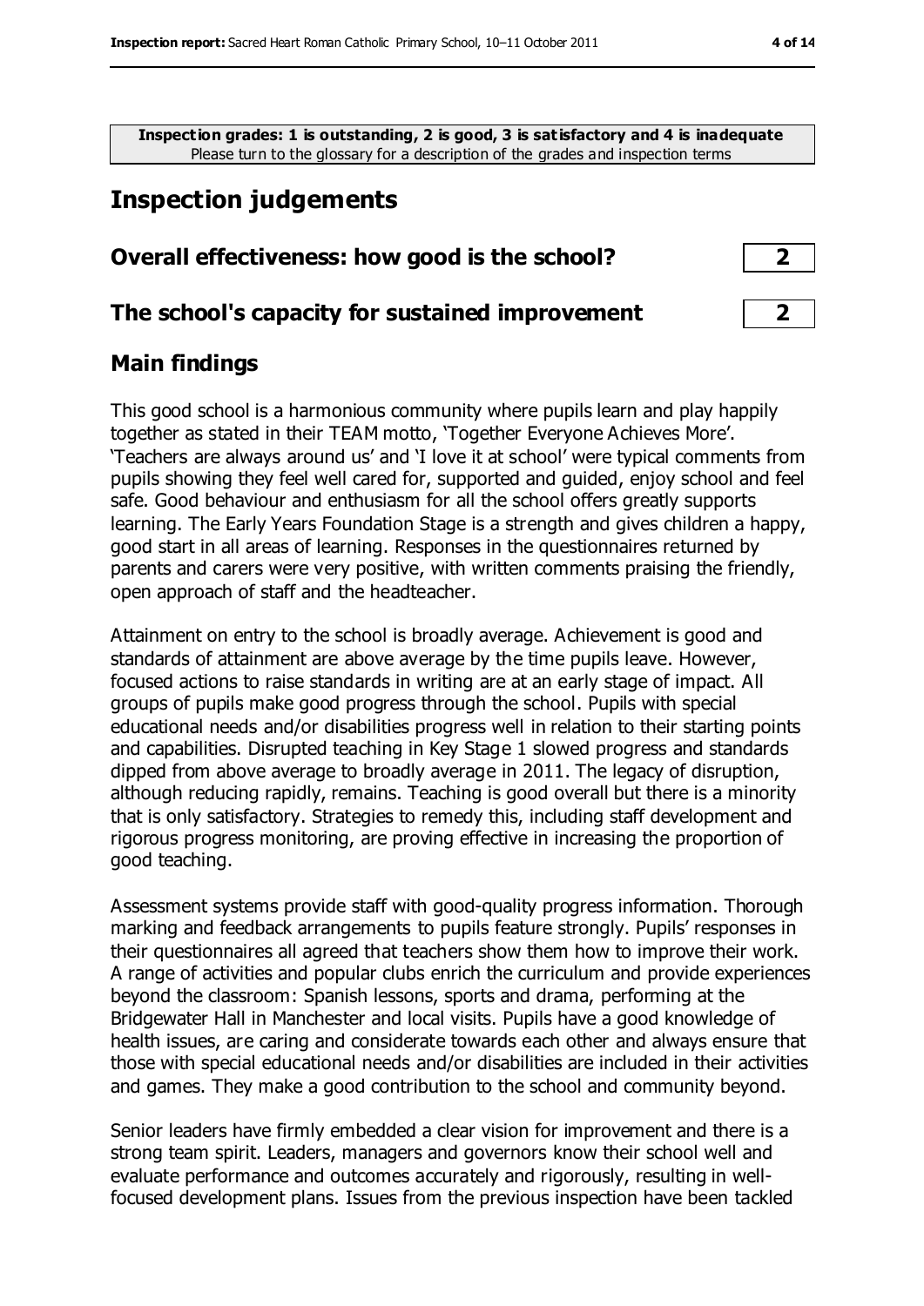**Inspection grades: 1 is outstanding, 2 is good, 3 is satisfactory and 4 is inadequate**
Please turn to the glossary for a description of the grades and inspection terms

## Inspection judgements

### Overall effectiveness: how good is the school? 2

### The school's capacity for sustained improvement 2

### Main findings

This good school is a harmonious community where pupils learn and play happily together as stated in their TEAM motto, 'Together Everyone Achieves More'. 'Teachers are always around us' and 'I love it at school' were typical comments from pupils showing they feel well cared for, supported and guided, enjoy school and feel safe. Good behaviour and enthusiasm for all the school offers greatly supports learning. The Early Years Foundation Stage is a strength and gives children a happy, good start in all areas of learning. Responses in the questionnaires returned by parents and carers were very positive, with written comments praising the friendly, open approach of staff and the headteacher.

Attainment on entry to the school is broadly average. Achievement is good and standards of attainment are above average by the time pupils leave. However, focused actions to raise standards in writing are at an early stage of impact. All groups of pupils make good progress through the school. Pupils with special educational needs and/or disabilities progress well in relation to their starting points and capabilities. Disrupted teaching in Key Stage 1 slowed progress and standards dipped from above average to broadly average in 2011. The legacy of disruption, although reducing rapidly, remains. Teaching is good overall but there is a minority that is only satisfactory. Strategies to remedy this, including staff development and rigorous progress monitoring, are proving effective in increasing the proportion of good teaching.

Assessment systems provide staff with good-quality progress information. Thorough marking and feedback arrangements to pupils feature strongly. Pupils' responses in their questionnaires all agreed that teachers show them how to improve their work. A range of activities and popular clubs enrich the curriculum and provide experiences beyond the classroom: Spanish lessons, sports and drama, performing at the Bridgewater Hall in Manchester and local visits. Pupils have a good knowledge of health issues, are caring and considerate towards each other and always ensure that those with special educational needs and/or disabilities are included in their activities and games. They make a good contribution to the school and community beyond.

Senior leaders have firmly embedded a clear vision for improvement and there is a strong team spirit. Leaders, managers and governors know their school well and evaluate performance and outcomes accurately and rigorously, resulting in well-focused development plans. Issues from the previous inspection have been tackled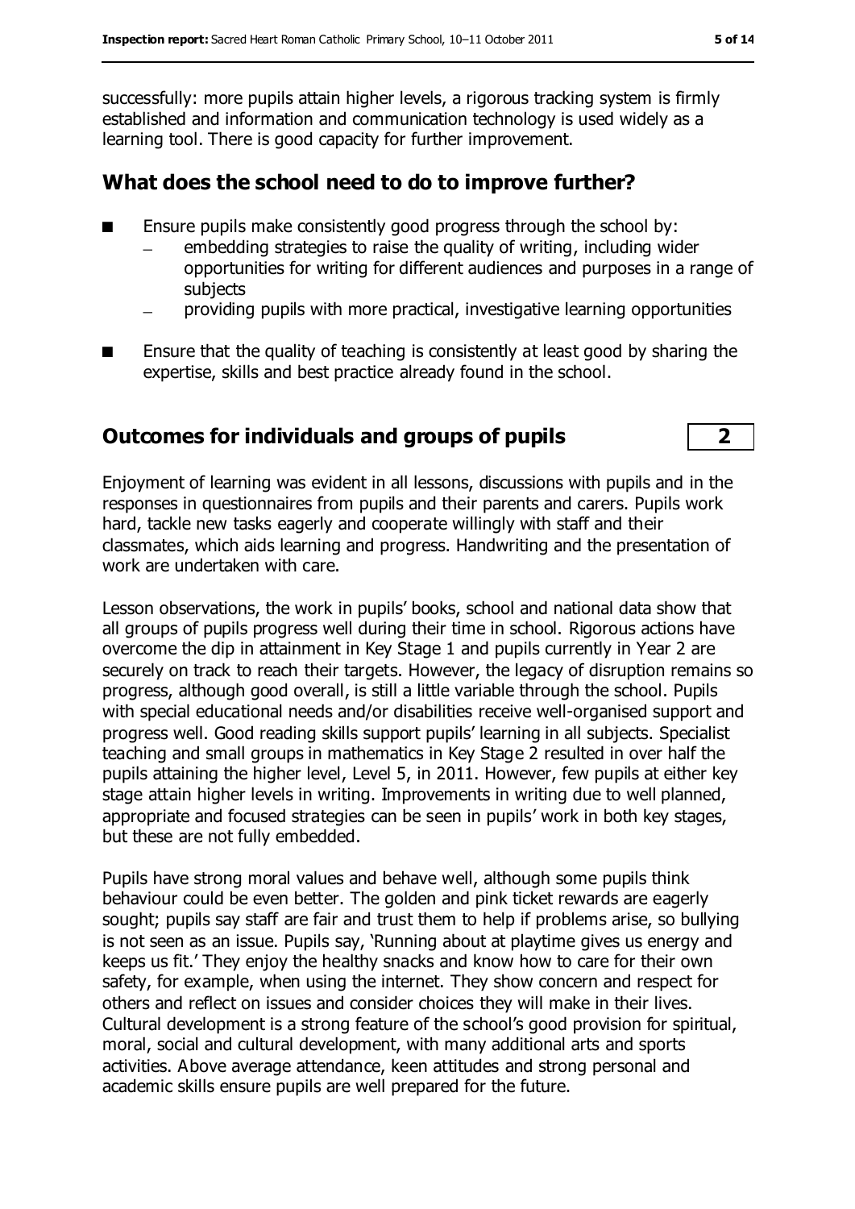successfully: more pupils attain higher levels, a rigorous tracking system is firmly established and information and communication technology is used widely as a learning tool. There is good capacity for further improvement.

## What does the school need to do to improve further?

- Ensure pupils make consistently good progress through the school by:
  - embedding strategies to raise the quality of writing, including wider opportunities for writing for different audiences and purposes in a range of subjects
  - providing pupils with more practical, investigative learning opportunities
- Ensure that the quality of teaching is consistently at least good by sharing the expertise, skills and best practice already found in the school.

## Outcomes for individuals and groups of pupils — 2

Enjoyment of learning was evident in all lessons, discussions with pupils and in the responses in questionnaires from pupils and their parents and carers. Pupils work hard, tackle new tasks eagerly and cooperate willingly with staff and their classmates, which aids learning and progress. Handwriting and the presentation of work are undertaken with care.

Lesson observations, the work in pupils' books, school and national data show that all groups of pupils progress well during their time in school. Rigorous actions have overcome the dip in attainment in Key Stage 1 and pupils currently in Year 2 are securely on track to reach their targets. However, the legacy of disruption remains so progress, although good overall, is still a little variable through the school. Pupils with special educational needs and/or disabilities receive well-organised support and progress well. Good reading skills support pupils' learning in all subjects. Specialist teaching and small groups in mathematics in Key Stage 2 resulted in over half the pupils attaining the higher level, Level 5, in 2011. However, few pupils at either key stage attain higher levels in writing. Improvements in writing due to well planned, appropriate and focused strategies can be seen in pupils' work in both key stages, but these are not fully embedded.

Pupils have strong moral values and behave well, although some pupils think behaviour could be even better. The golden and pink ticket rewards are eagerly sought; pupils say staff are fair and trust them to help if problems arise, so bullying is not seen as an issue. Pupils say, 'Running about at playtime gives us energy and keeps us fit.' They enjoy the healthy snacks and know how to care for their own safety, for example, when using the internet. They show concern and respect for others and reflect on issues and consider choices they will make in their lives. Cultural development is a strong feature of the school's good provision for spiritual, moral, social and cultural development, with many additional arts and sports activities. Above average attendance, keen attitudes and strong personal and academic skills ensure pupils are well prepared for the future.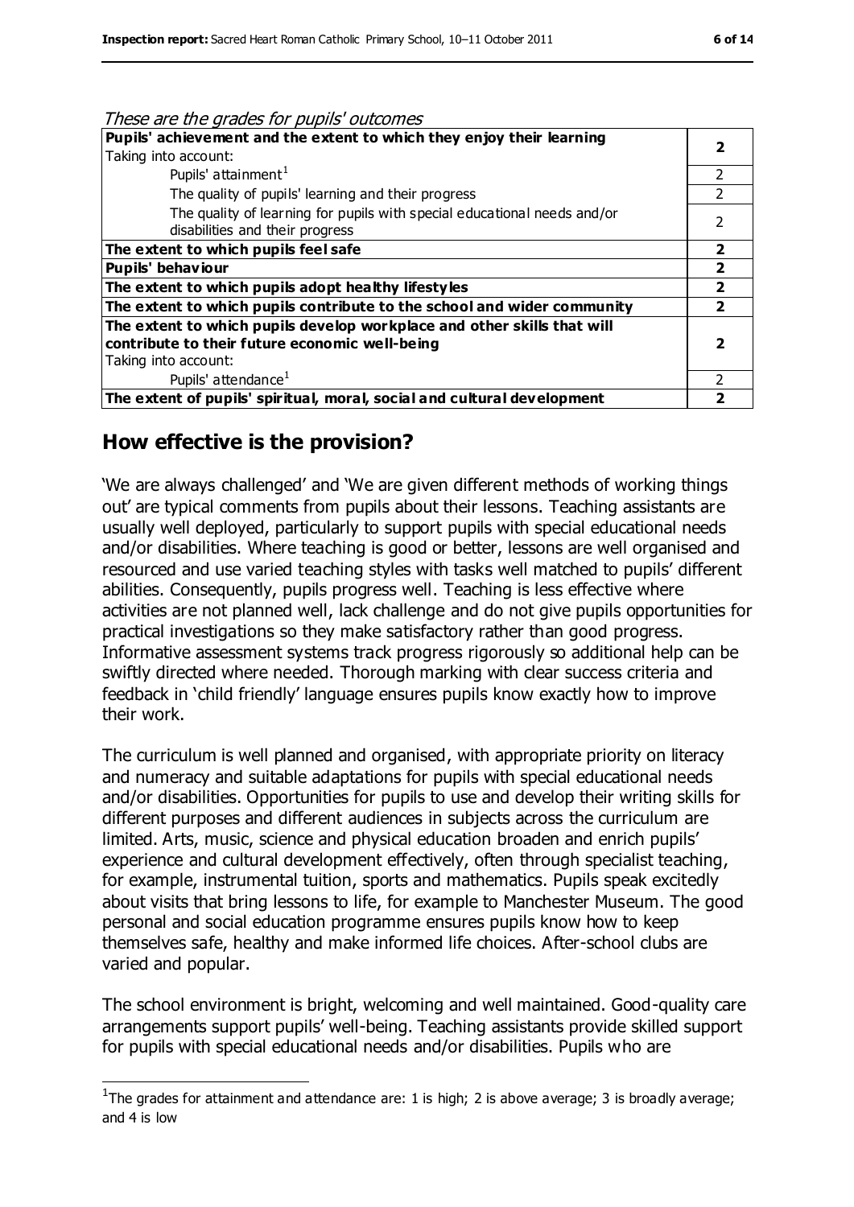*These are the grades for pupils' outcomes*

| | |
|---|---|
| **Pupils' achievement and the extent to which they enjoy their learning** Taking into account: | **2** |
| Pupils' attainment[1] | 2 |
| The quality of pupils' learning and their progress | 2 |
| The quality of learning for pupils with special educational needs and/or disabilities and their progress | 2 |
| **The extent to which pupils feel safe** | **2** |
| **Pupils' behaviour** | **2** |
| **The extent to which pupils adopt healthy lifestyles** | **2** |
| **The extent to which pupils contribute to the school and wider community** | **2** |
| **The extent to which pupils develop workplace and other skills that will contribute to their future economic well-being** Taking into account: | **2** |
| Pupils' attendance[1] | 2 |
| **The extent of pupils' spiritual, moral, social and cultural development** | **2** |

## How effective is the provision?

'We are always challenged' and 'We are given different methods of working things out' are typical comments from pupils about their lessons. Teaching assistants are usually well deployed, particularly to support pupils with special educational needs and/or disabilities. Where teaching is good or better, lessons are well organised and resourced and use varied teaching styles with tasks well matched to pupils' different abilities. Consequently, pupils progress well. Teaching is less effective where activities are not planned well, lack challenge and do not give pupils opportunities for practical investigations so they make satisfactory rather than good progress. Informative assessment systems track progress rigorously so additional help can be swiftly directed where needed. Thorough marking with clear success criteria and feedback in 'child friendly' language ensures pupils know exactly how to improve their work.

The curriculum is well planned and organised, with appropriate priority on literacy and numeracy and suitable adaptations for pupils with special educational needs and/or disabilities. Opportunities for pupils to use and develop their writing skills for different purposes and different audiences in subjects across the curriculum are limited. Arts, music, science and physical education broaden and enrich pupils' experience and cultural development effectively, often through specialist teaching, for example, instrumental tuition, sports and mathematics. Pupils speak excitedly about visits that bring lessons to life, for example to Manchester Museum. The good personal and social education programme ensures pupils know how to keep themselves safe, healthy and make informed life choices. After-school clubs are varied and popular.

The school environment is bright, welcoming and well maintained. Good-quality care arrangements support pupils' well-being. Teaching assistants provide skilled support for pupils with special educational needs and/or disabilities. Pupils who are

[1]The grades for attainment and attendance are: 1 is high; 2 is above average; 3 is broadly average; and 4 is low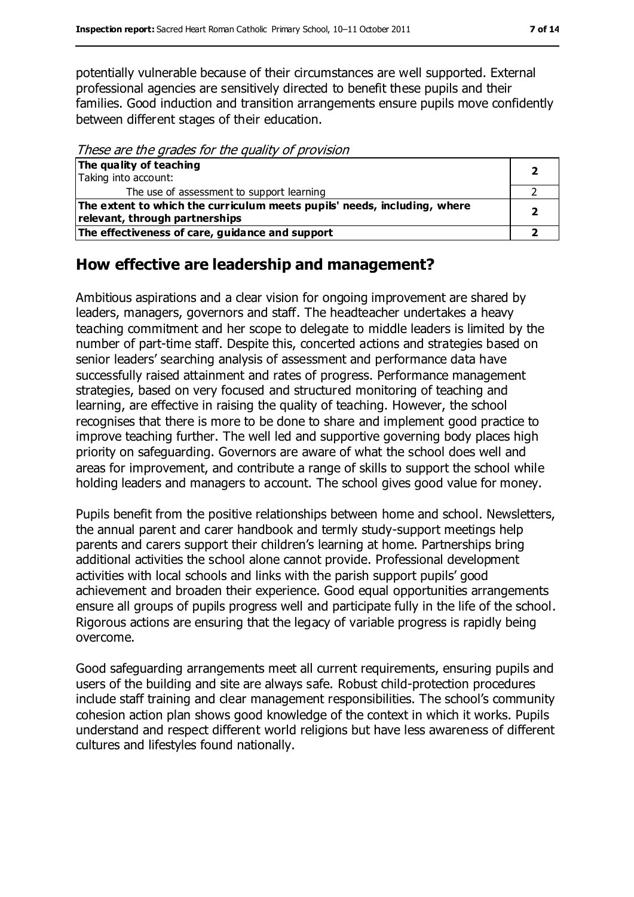potentially vulnerable because of their circumstances are well supported. External professional agencies are sensitively directed to benefit these pupils and their families. Good induction and transition arrangements ensure pupils move confidently between different stages of their education.

*These are the grades for the quality of provision*

| | |
|---|---|
| **The quality of teaching**<br>Taking into account: | **2** |
| The use of assessment to support learning | 2 |
| **The extent to which the curriculum meets pupils' needs, including, where relevant, through partnerships** | **2** |
| **The effectiveness of care, guidance and support** | **2** |

## How effective are leadership and management?

Ambitious aspirations and a clear vision for ongoing improvement are shared by leaders, managers, governors and staff. The headteacher undertakes a heavy teaching commitment and her scope to delegate to middle leaders is limited by the number of part-time staff. Despite this, concerted actions and strategies based on senior leaders' searching analysis of assessment and performance data have successfully raised attainment and rates of progress. Performance management strategies, based on very focused and structured monitoring of teaching and learning, are effective in raising the quality of teaching. However, the school recognises that there is more to be done to share and implement good practice to improve teaching further. The well led and supportive governing body places high priority on safeguarding. Governors are aware of what the school does well and areas for improvement, and contribute a range of skills to support the school while holding leaders and managers to account. The school gives good value for money.

Pupils benefit from the positive relationships between home and school. Newsletters, the annual parent and carer handbook and termly study-support meetings help parents and carers support their children's learning at home. Partnerships bring additional activities the school alone cannot provide. Professional development activities with local schools and links with the parish support pupils' good achievement and broaden their experience. Good equal opportunities arrangements ensure all groups of pupils progress well and participate fully in the life of the school. Rigorous actions are ensuring that the legacy of variable progress is rapidly being overcome.

Good safeguarding arrangements meet all current requirements, ensuring pupils and users of the building and site are always safe. Robust child-protection procedures include staff training and clear management responsibilities. The school's community cohesion action plan shows good knowledge of the context in which it works. Pupils understand and respect different world religions but have less awareness of different cultures and lifestyles found nationally.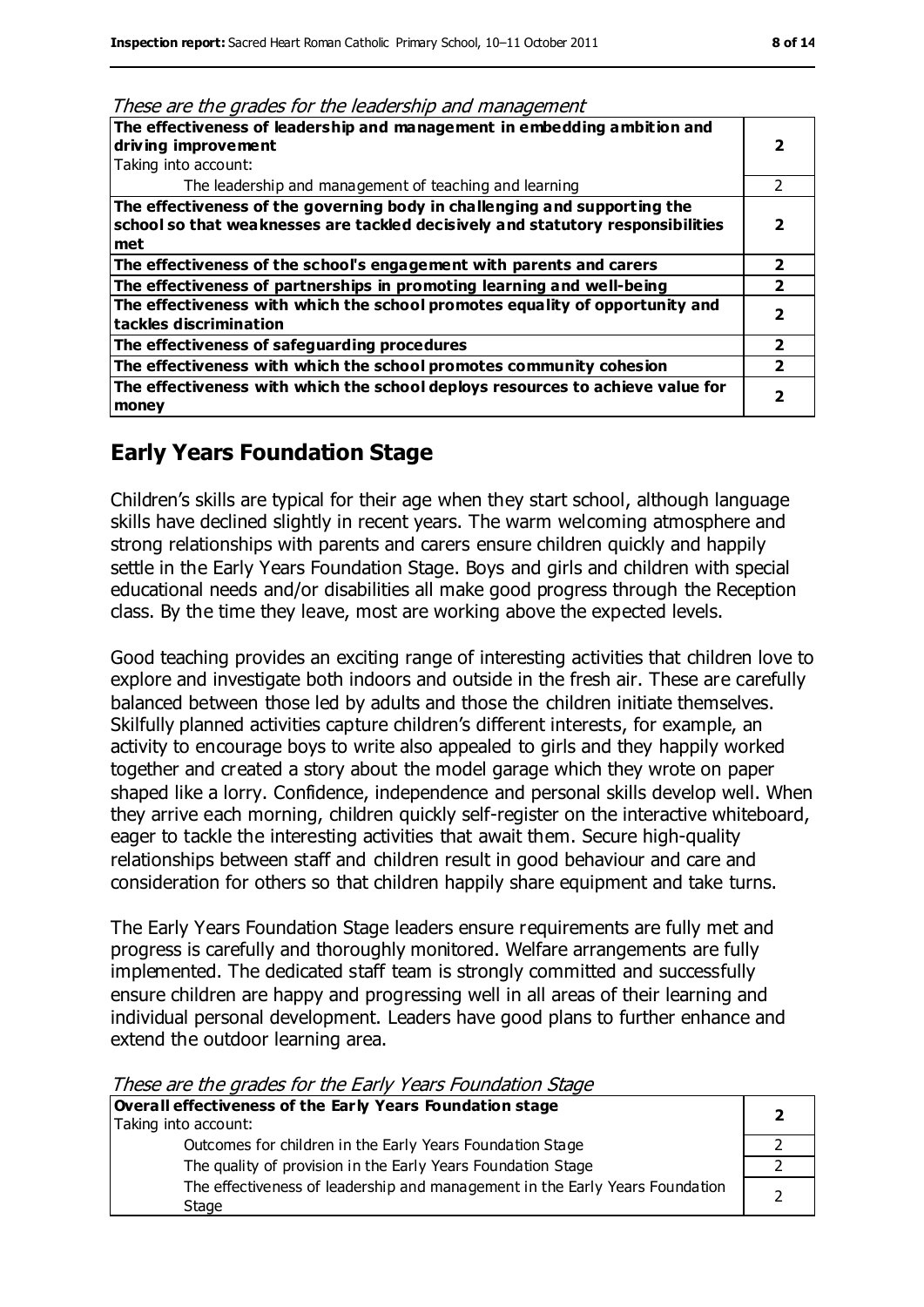*These are the grades for the leadership and management*

| | |
|---|---|
| **The effectiveness of leadership and management in embedding ambition and driving improvement**<br>Taking into account: | **2** |
| The leadership and management of teaching and learning | 2 |
| **The effectiveness of the governing body in challenging and supporting the school so that weaknesses are tackled decisively and statutory responsibilities met** | **2** |
| **The effectiveness of the school's engagement with parents and carers** | **2** |
| **The effectiveness of partnerships in promoting learning and well-being** | **2** |
| **The effectiveness with which the school promotes equality of opportunity and tackles discrimination** | **2** |
| **The effectiveness of safeguarding procedures** | **2** |
| **The effectiveness with which the school promotes community cohesion** | **2** |
| **The effectiveness with which the school deploys resources to achieve value for money** | **2** |

## Early Years Foundation Stage

Children's skills are typical for their age when they start school, although language skills have declined slightly in recent years. The warm welcoming atmosphere and strong relationships with parents and carers ensure children quickly and happily settle in the Early Years Foundation Stage. Boys and girls and children with special educational needs and/or disabilities all make good progress through the Reception class. By the time they leave, most are working above the expected levels.

Good teaching provides an exciting range of interesting activities that children love to explore and investigate both indoors and outside in the fresh air. These are carefully balanced between those led by adults and those the children initiate themselves. Skilfully planned activities capture children's different interests, for example, an activity to encourage boys to write also appealed to girls and they happily worked together and created a story about the model garage which they wrote on paper shaped like a lorry. Confidence, independence and personal skills develop well. When they arrive each morning, children quickly self-register on the interactive whiteboard, eager to tackle the interesting activities that await them. Secure high-quality relationships between staff and children result in good behaviour and care and consideration for others so that children happily share equipment and take turns.

The Early Years Foundation Stage leaders ensure requirements are fully met and progress is carefully and thoroughly monitored. Welfare arrangements are fully implemented. The dedicated staff team is strongly committed and successfully ensure children are happy and progressing well in all areas of their learning and individual personal development. Leaders have good plans to further enhance and extend the outdoor learning area.

*These are the grades for the Early Years Foundation Stage*

| | |
|---|---|
| **Overall effectiveness of the Early Years Foundation stage**<br>Taking into account: | **2** |
| Outcomes for children in the Early Years Foundation Stage | 2 |
| The quality of provision in the Early Years Foundation Stage | 2 |
| The effectiveness of leadership and management in the Early Years Foundation Stage | 2 |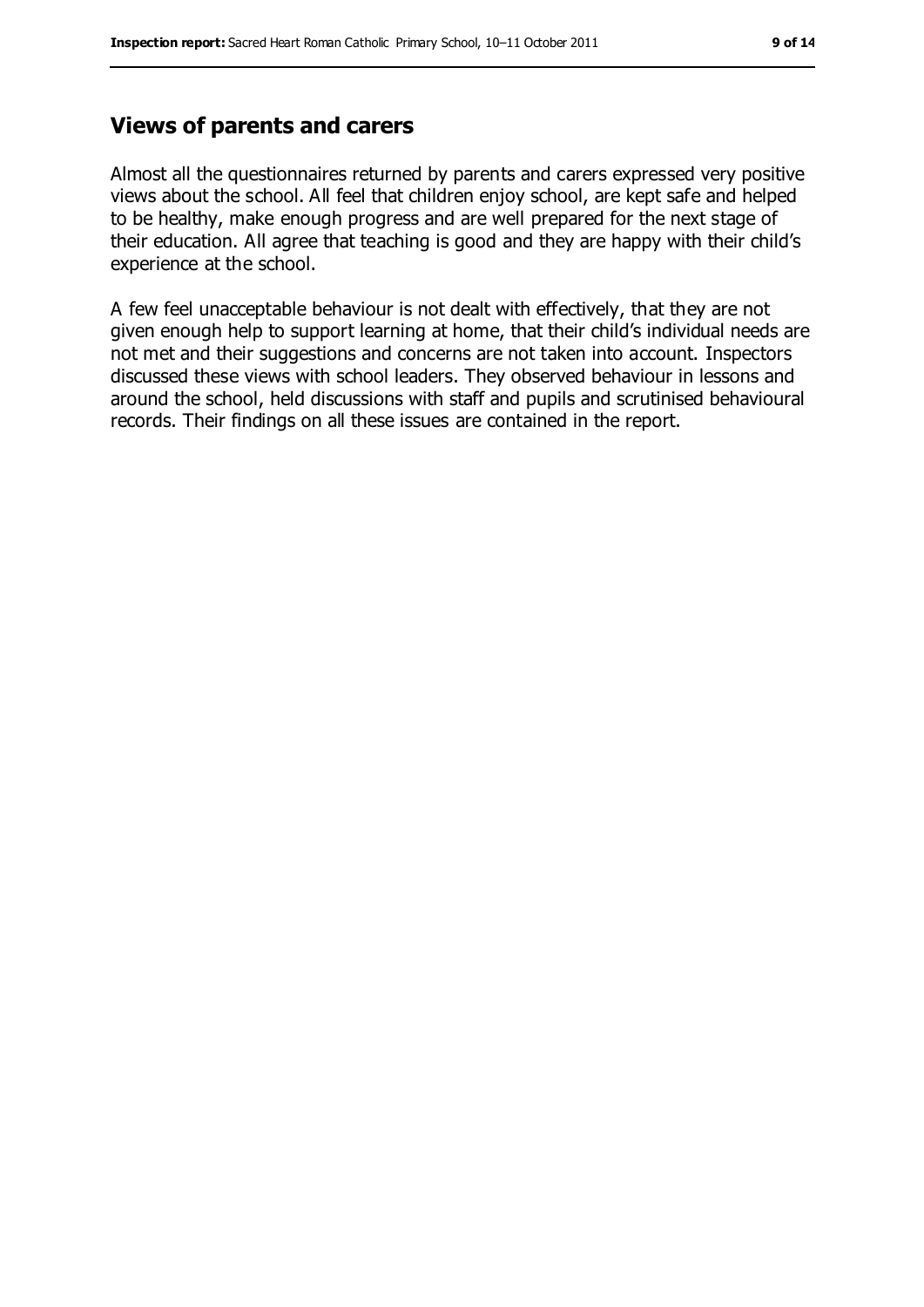## Views of parents and carers

Almost all the questionnaires returned by parents and carers expressed very positive views about the school. All feel that children enjoy school, are kept safe and helped to be healthy, make enough progress and are well prepared for the next stage of their education. All agree that teaching is good and they are happy with their child's experience at the school.

A few feel unacceptable behaviour is not dealt with effectively, that they are not given enough help to support learning at home, that their child's individual needs are not met and their suggestions and concerns are not taken into account. Inspectors discussed these views with school leaders. They observed behaviour in lessons and around the school, held discussions with staff and pupils and scrutinised behavioural records. Their findings on all these issues are contained in the report.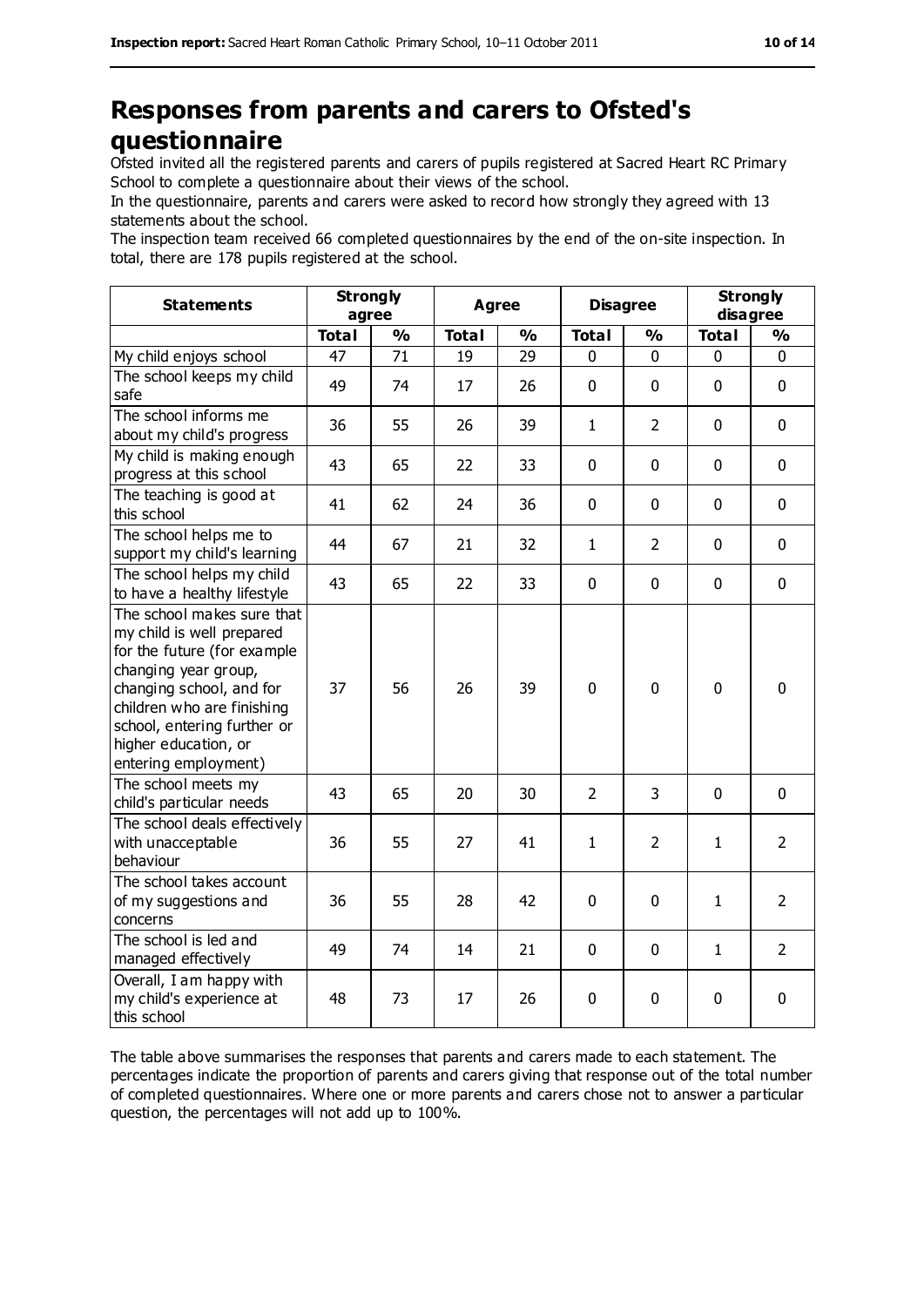# Responses from parents and carers to Ofsted's questionnaire

Ofsted invited all the registered parents and carers of pupils registered at Sacred Heart RC Primary School to complete a questionnaire about their views of the school.

In the questionnaire, parents and carers were asked to record how strongly they agreed with 13 statements about the school.

The inspection team received 66 completed questionnaires by the end of the on-site inspection. In total, there are 178 pupils registered at the school.

| Statements | Strongly agree | | Agree | | Disagree | | Strongly disagree | |
|---|---|---|---|---|---|---|---|---|
| | Total | % | Total | % | Total | % | Total | % |
| My child enjoys school | 47 | 71 | 19 | 29 | 0 | 0 | 0 | 0 |
| The school keeps my child safe | 49 | 74 | 17 | 26 | 0 | 0 | 0 | 0 |
| The school informs me about my child's progress | 36 | 55 | 26 | 39 | 1 | 2 | 0 | 0 |
| My child is making enough progress at this school | 43 | 65 | 22 | 33 | 0 | 0 | 0 | 0 |
| The teaching is good at this school | 41 | 62 | 24 | 36 | 0 | 0 | 0 | 0 |
| The school helps me to support my child's learning | 44 | 67 | 21 | 32 | 1 | 2 | 0 | 0 |
| The school helps my child to have a healthy lifestyle | 43 | 65 | 22 | 33 | 0 | 0 | 0 | 0 |
| The school makes sure that my child is well prepared for the future (for example changing year group, changing school, and for children who are finishing school, entering further or higher education, or entering employment) | 37 | 56 | 26 | 39 | 0 | 0 | 0 | 0 |
| The school meets my child's particular needs | 43 | 65 | 20 | 30 | 2 | 3 | 0 | 0 |
| The school deals effectively with unacceptable behaviour | 36 | 55 | 27 | 41 | 1 | 2 | 1 | 2 |
| The school takes account of my suggestions and concerns | 36 | 55 | 28 | 42 | 0 | 0 | 1 | 2 |
| The school is led and managed effectively | 49 | 74 | 14 | 21 | 0 | 0 | 1 | 2 |
| Overall, I am happy with my child's experience at this school | 48 | 73 | 17 | 26 | 0 | 0 | 0 | 0 |

The table above summarises the responses that parents and carers made to each statement. The percentages indicate the proportion of parents and carers giving that response out of the total number of completed questionnaires. Where one or more parents and carers chose not to answer a particular question, the percentages will not add up to 100%.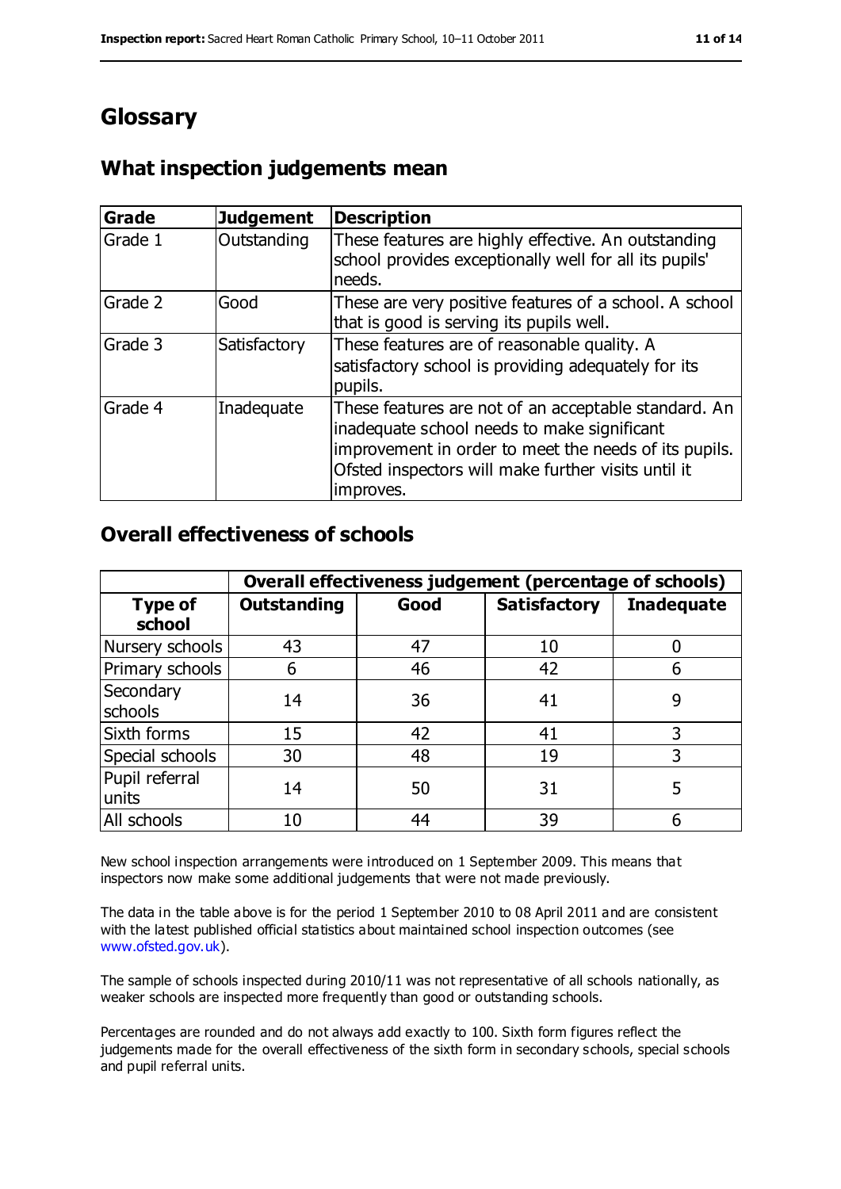# Glossary

## What inspection judgements mean

| Grade | Judgement | Description |
|---|---|---|
| Grade 1 | Outstanding | These features are highly effective. An outstanding school provides exceptionally well for all its pupils' needs. |
| Grade 2 | Good | These are very positive features of a school. A school that is good is serving its pupils well. |
| Grade 3 | Satisfactory | These features are of reasonable quality. A satisfactory school is providing adequately for its pupils. |
| Grade 4 | Inadequate | These features are not of an acceptable standard. An inadequate school needs to make significant improvement in order to meet the needs of its pupils. Ofsted inspectors will make further visits until it improves. |

## Overall effectiveness of schools

| | **Overall effectiveness judgement (percentage of schools)** | | | |
|---|---|---|---|---|
| **Type of school** | **Outstanding** | **Good** | **Satisfactory** | **Inadequate** |
| Nursery schools | 43 | 47 | 10 | 0 |
| Primary schools | 6 | 46 | 42 | 6 |
| Secondary schools | 14 | 36 | 41 | 9 |
| Sixth forms | 15 | 42 | 41 | 3 |
| Special schools | 30 | 48 | 19 | 3 |
| Pupil referral units | 14 | 50 | 31 | 5 |
| All schools | 10 | 44 | 39 | 6 |

New school inspection arrangements were introduced on 1 September 2009. This means that inspectors now make some additional judgements that were not made previously.

The data in the table above is for the period 1 September 2010 to 08 April 2011 and are consistent with the latest published official statistics about maintained school inspection outcomes (see www.ofsted.gov.uk).

The sample of schools inspected during 2010/11 was not representative of all schools nationally, as weaker schools are inspected more frequently than good or outstanding schools.

Percentages are rounded and do not always add exactly to 100. Sixth form figures reflect the judgements made for the overall effectiveness of the sixth form in secondary schools, special schools and pupil referral units.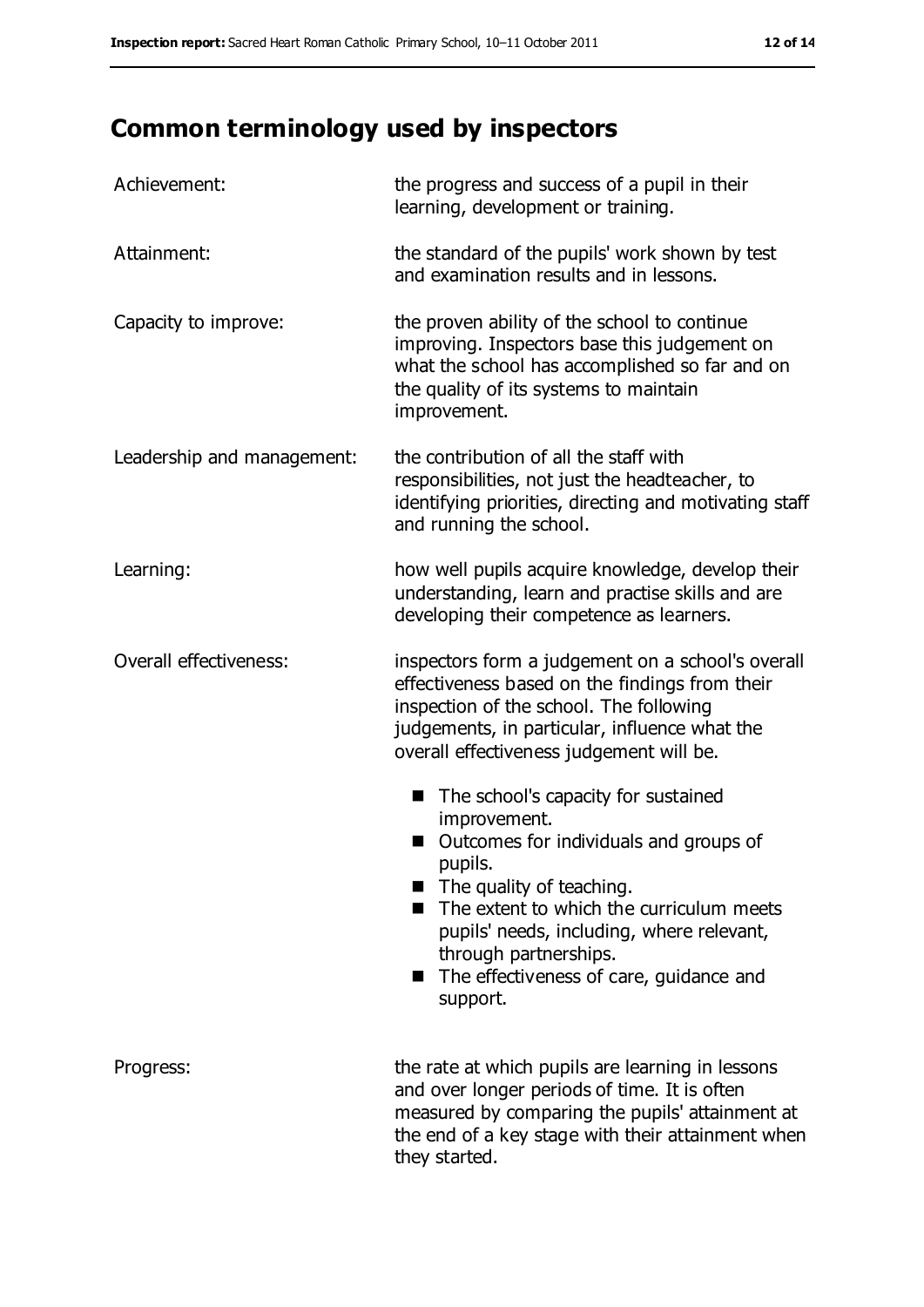# Common terminology used by inspectors

| | |
|---|---|
| Achievement: | the progress and success of a pupil in their learning, development or training. |
| Attainment: | the standard of the pupils' work shown by test and examination results and in lessons. |
| Capacity to improve: | the proven ability of the school to continue improving. Inspectors base this judgement on what the school has accomplished so far and on the quality of its systems to maintain improvement. |
| Leadership and management: | the contribution of all the staff with responsibilities, not just the headteacher, to identifying priorities, directing and motivating staff and running the school. |
| Learning: | how well pupils acquire knowledge, develop their understanding, learn and practise skills and are developing their competence as learners. |
| Overall effectiveness: | inspectors form a judgement on a school's overall effectiveness based on the findings from their inspection of the school. The following judgements, in particular, influence what the overall effectiveness judgement will be. <br>■ The school's capacity for sustained improvement.<br>■ Outcomes for individuals and groups of pupils.<br>■ The quality of teaching.<br>■ The extent to which the curriculum meets pupils' needs, including, where relevant, through partnerships.<br>■ The effectiveness of care, guidance and support. |
| Progress: | the rate at which pupils are learning in lessons and over longer periods of time. It is often measured by comparing the pupils' attainment at the end of a key stage with their attainment when they started. |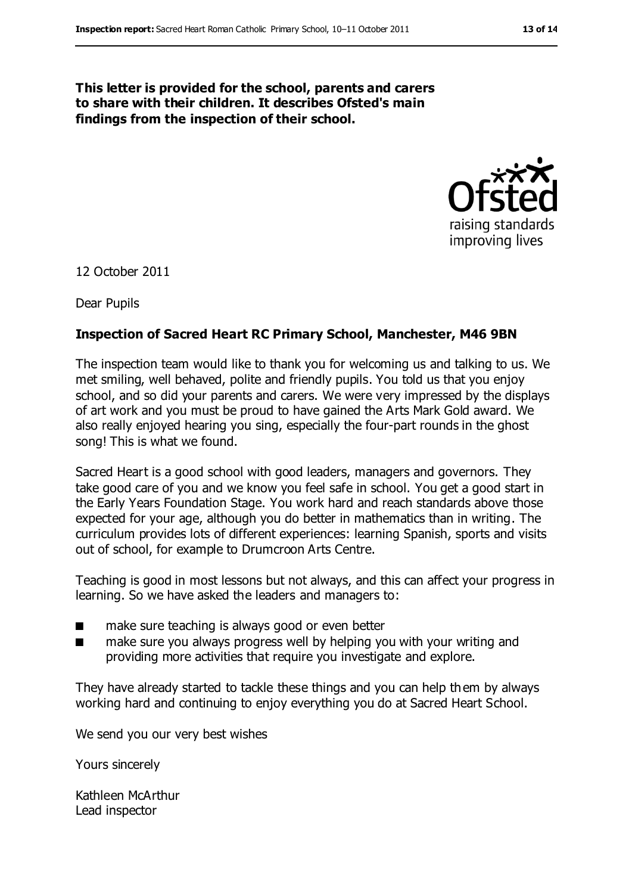**This letter is provided for the school, parents and carers to share with their children. It describes Ofsted's main findings from the inspection of their school.**

12 October 2011

Dear Pupils

**Inspection of Sacred Heart RC Primary School, Manchester, M46 9BN**

The inspection team would like to thank you for welcoming us and talking to us. We met smiling, well behaved, polite and friendly pupils. You told us that you enjoy school, and so did your parents and carers. We were very impressed by the displays of art work and you must be proud to have gained the Arts Mark Gold award. We also really enjoyed hearing you sing, especially the four-part rounds in the ghost song! This is what we found.

Sacred Heart is a good school with good leaders, managers and governors. They take good care of you and we know you feel safe in school. You get a good start in the Early Years Foundation Stage. You work hard and reach standards above those expected for your age, although you do better in mathematics than in writing. The curriculum provides lots of different experiences: learning Spanish, sports and visits out of school, for example to Drumcroon Arts Centre.

Teaching is good in most lessons but not always, and this can affect your progress in learning. So we have asked the leaders and managers to:

- make sure teaching is always good or even better
- make sure you always progress well by helping you with your writing and providing more activities that require you investigate and explore.

They have already started to tackle these things and you can help them by always working hard and continuing to enjoy everything you do at Sacred Heart School.

We send you our very best wishes

Yours sincerely

Kathleen McArthur
Lead inspector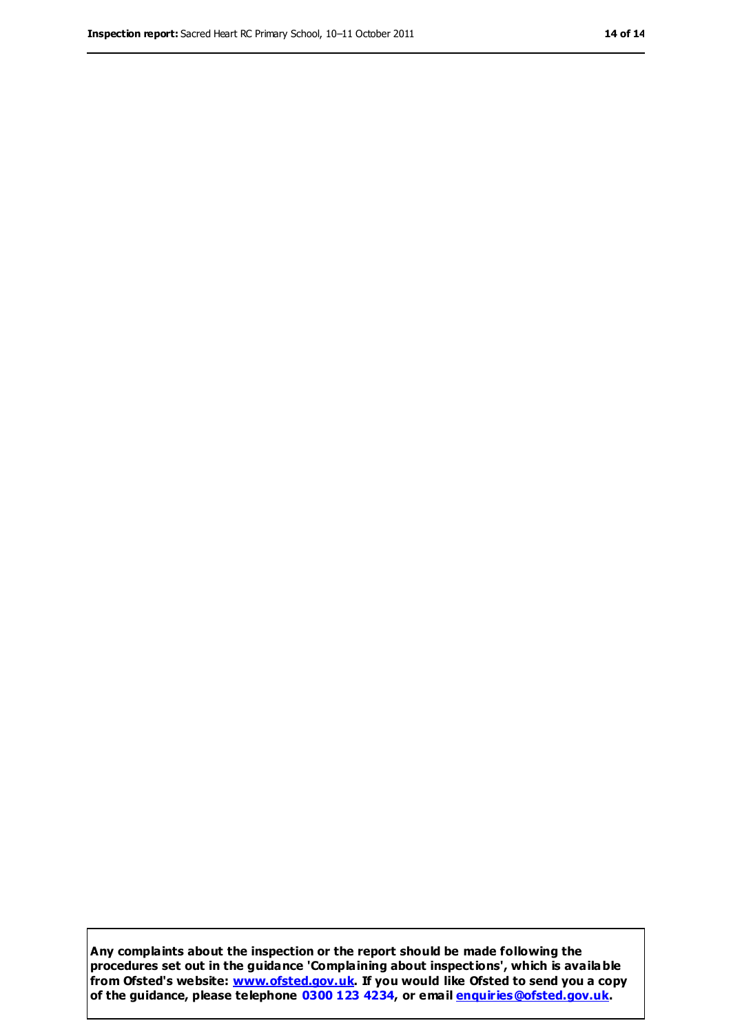**Any complaints about the inspection or the report should be made following the procedures set out in the guidance 'Complaining about inspections', which is available from Ofsted's website: www.ofsted.gov.uk. If you would like Ofsted to send you a copy of the guidance, please telephone 0300 123 4234, or email enquiries@ofsted.gov.uk.**